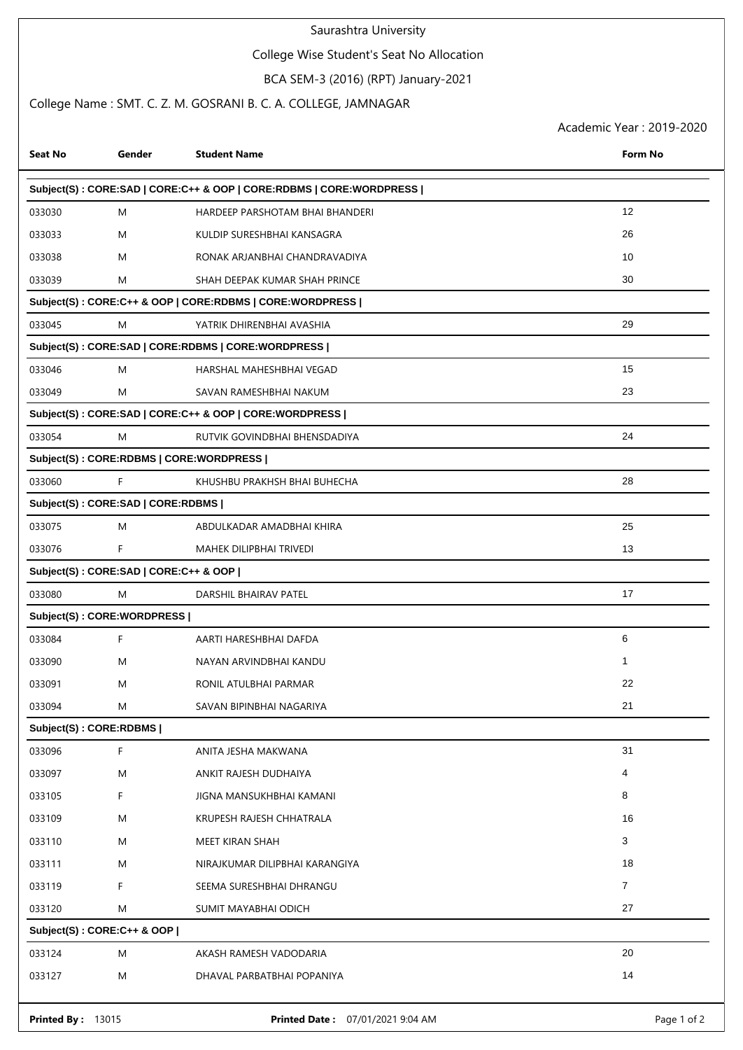# Saurashtra University

## College Wise Student's Seat No Allocation

### BCA SEM-3 (2016) (RPT) January-2021

College Name : SMT. C. Z. M. GOSRANI B. C. A. COLLEGE, JAMNAGAR

Academic Year : 2019-2020

| Seat No | Gender | Student Name | Form No |
|---|---|---|---|
| **Subject(S) : CORE:SAD \| CORE:C++ & OOP \| CORE:RDBMS \| CORE:WORDPRESS \|** | | | |
| 033030 | M | HARDEEP PARSHOTAM BHAI BHANDERI | 12 |
| 033033 | M | KULDIP SURESHBHAI KANSAGRA | 26 |
| 033038 | M | RONAK ARJANBHAI CHANDRAVADIYA | 10 |
| 033039 | M | SHAH DEEPAK KUMAR SHAH PRINCE | 30 |
| **Subject(S) : CORE:C++ & OOP \| CORE:RDBMS \| CORE:WORDPRESS \|** | | | |
| 033045 | M | YATRIK DHIRENBHAI AVASHIA | 29 |
| **Subject(S) : CORE:SAD \| CORE:RDBMS \| CORE:WORDPRESS \|** | | | |
| 033046 | M | HARSHAL MAHESHBHAI VEGAD | 15 |
| 033049 | M | SAVAN RAMESHBHAI NAKUM | 23 |
| **Subject(S) : CORE:SAD \| CORE:C++ & OOP \| CORE:WORDPRESS \|** | | | |
| 033054 | M | RUTVIK GOVINDBHAI BHENSDADIYA | 24 |
| **Subject(S) : CORE:RDBMS \| CORE:WORDPRESS \|** | | | |
| 033060 | F | KHUSHBU PRAKHSH BHAI BUHECHA | 28 |
| **Subject(S) : CORE:SAD \| CORE:RDBMS \|** | | | |
| 033075 | M | ABDULKADAR AMADBHAI KHIRA | 25 |
| 033076 | F | MAHEK DILIPBHAI TRIVEDI | 13 |
| **Subject(S) : CORE:SAD \| CORE:C++ & OOP \|** | | | |
| 033080 | M | DARSHIL BHAIRAV PATEL | 17 |
| **Subject(S) : CORE:WORDPRESS \|** | | | |
| 033084 | F | AARTI HARESHBHAI DAFDA | 6 |
| 033090 | M | NAYAN ARVINDBHAI KANDU | 1 |
| 033091 | M | RONIL ATULBHAI PARMAR | 22 |
| 033094 | M | SAVAN BIPINBHAI NAGARIYA | 21 |
| **Subject(S) : CORE:RDBMS \|** | | | |
| 033096 | F | ANITA JESHA MAKWANA | 31 |
| 033097 | M | ANKIT RAJESH DUDHAIYA | 4 |
| 033105 | F | JIGNA MANSUKHBHAI KAMANI | 8 |
| 033109 | M | KRUPESH RAJESH CHHATRALA | 16 |
| 033110 | M | MEET KIRAN SHAH | 3 |
| 033111 | M | NIRAJKUMAR DILIPBHAI KARANGIYA | 18 |
| 033119 | F | SEEMA SURESHBHAI DHRANGU | 7 |
| 033120 | M | SUMIT MAYABHAI ODICH | 27 |
| **Subject(S) : CORE:C++ & OOP \|** | | | |
| 033124 | M | AKASH RAMESH VADODARIA | 20 |
| 033127 | M | DHAVAL PARBATBHAI POPANIYA | 14 |

**Printed By :** 13015 **Printed Date :** 07/01/2021 9:04 AM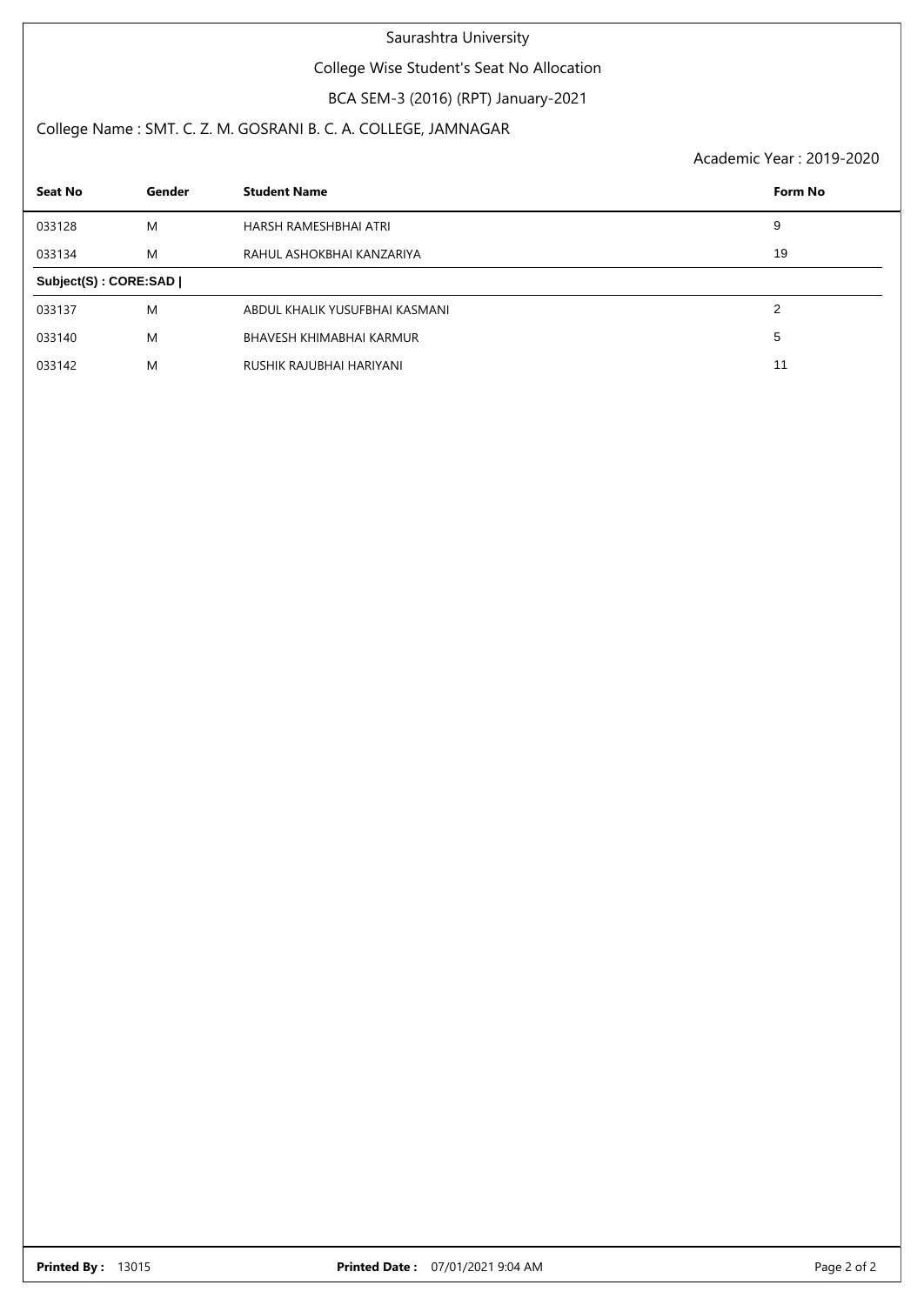Saurashtra University

College Wise Student's Seat No Allocation

BCA SEM-3 (2016) (RPT) January-2021

College Name : SMT. C. Z. M. GOSRANI B. C. A. COLLEGE, JAMNAGAR

Academic Year : 2019-2020

| Seat No | Gender | Student Name | Form No |
| --- | --- | --- | --- |
| 033128 | M | HARSH RAMESHBHAI ATRI | 9 |
| 033134 | M | RAHUL ASHOKBHAI KANZARIYA | 19 |
| **Subject(S) : CORE:SAD \|** | | | |
| 033137 | M | ABDUL KHALIK YUSUFBHAI KASMANI | 2 |
| 033140 | M | BHAVESH KHIMABHAI KARMUR | 5 |
| 033142 | M | RUSHIK RAJUBHAI HARIYANI | 11 |

**Printed By :** 13015 **Printed Date :** 07/01/2021 9:04 AM